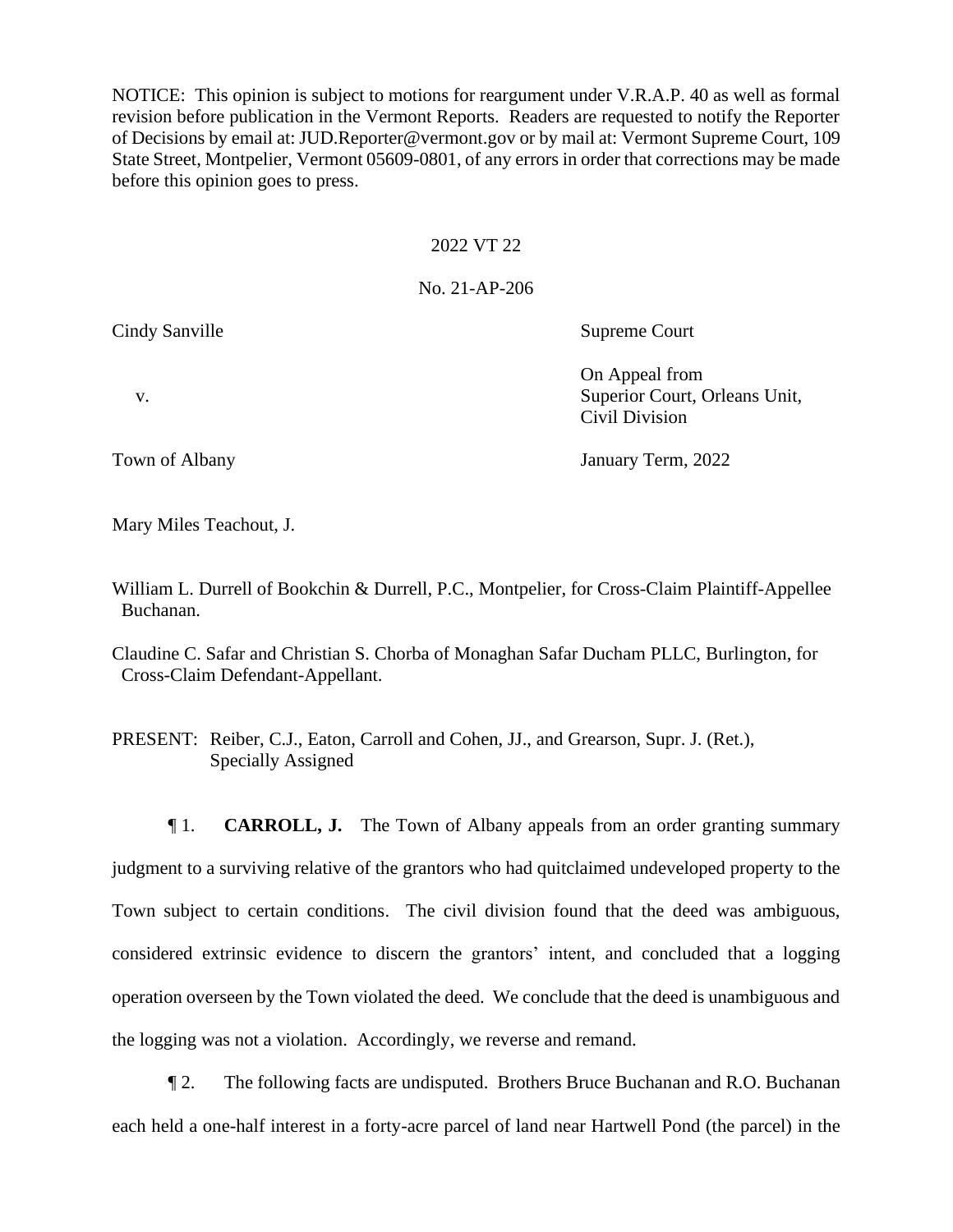NOTICE: This opinion is subject to motions for reargument under V.R.A.P. 40 as well as formal revision before publication in the Vermont Reports. Readers are requested to notify the Reporter of Decisions by email at: JUD.Reporter@vermont.gov or by mail at: Vermont Supreme Court, 109 State Street, Montpelier, Vermont 05609-0801, of any errors in order that corrections may be made before this opinion goes to press.

2022 VT 22

No. 21-AP-206

| | |
|---|---|
| Cindy Sanville | Supreme Court |
| v. | On Appeal from Superior Court, Orleans Unit, Civil Division |
| Town of Albany | January Term, 2022 |

Mary Miles Teachout, J.

William L. Durrell of Bookchin & Durrell, P.C., Montpelier, for Cross-Claim Plaintiff-Appellee Buchanan.

Claudine C. Safar and Christian S. Chorba of Monaghan Safar Ducham PLLC, Burlington, for Cross-Claim Defendant-Appellant.

PRESENT: Reiber, C.J., Eaton, Carroll and Cohen, JJ., and Grearson, Supr. J. (Ret.), Specially Assigned

¶ 1. **CARROLL, J.** The Town of Albany appeals from an order granting summary judgment to a surviving relative of the grantors who had quitclaimed undeveloped property to the Town subject to certain conditions. The civil division found that the deed was ambiguous, considered extrinsic evidence to discern the grantors' intent, and concluded that a logging operation overseen by the Town violated the deed. We conclude that the deed is unambiguous and the logging was not a violation. Accordingly, we reverse and remand.

¶ 2. The following facts are undisputed. Brothers Bruce Buchanan and R.O. Buchanan each held a one-half interest in a forty-acre parcel of land near Hartwell Pond (the parcel) in the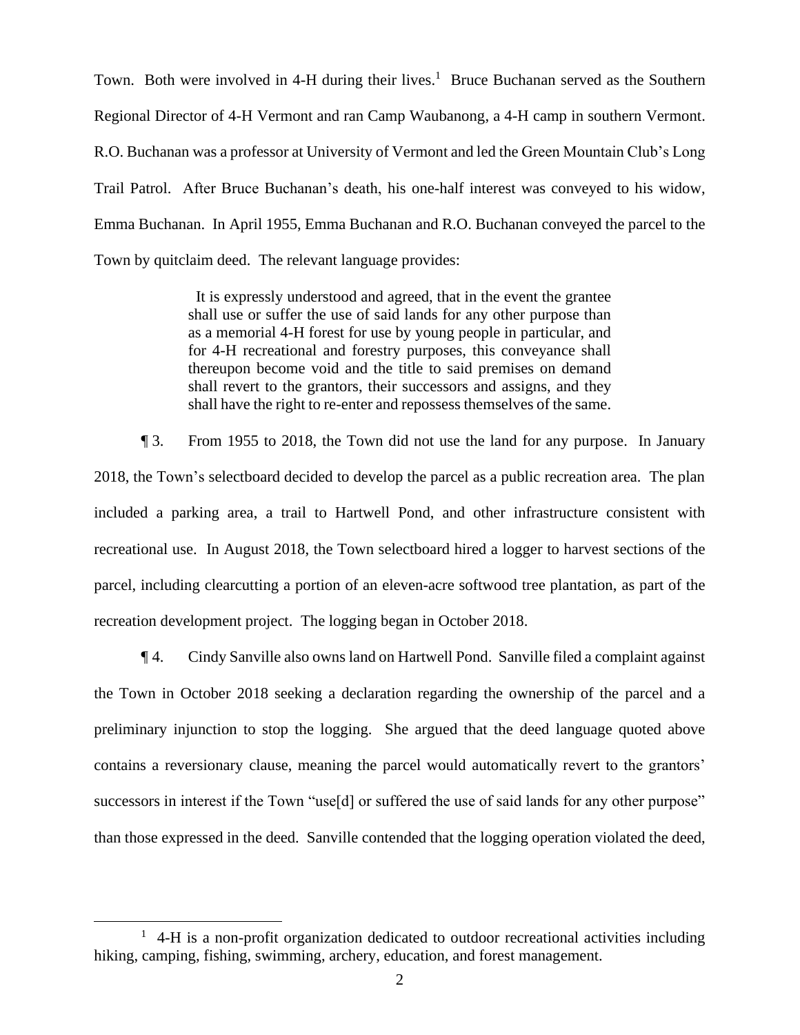Town. Both were involved in 4-H during their lives.[1] Bruce Buchanan served as the Southern Regional Director of 4-H Vermont and ran Camp Waubanong, a 4-H camp in southern Vermont. R.O. Buchanan was a professor at University of Vermont and led the Green Mountain Club's Long Trail Patrol. After Bruce Buchanan's death, his one-half interest was conveyed to his widow, Emma Buchanan. In April 1955, Emma Buchanan and R.O. Buchanan conveyed the parcel to the Town by quitclaim deed. The relevant language provides:

> It is expressly understood and agreed, that in the event the grantee shall use or suffer the use of said lands for any other purpose than as a memorial 4-H forest for use by young people in particular, and for 4-H recreational and forestry purposes, this conveyance shall thereupon become void and the title to said premises on demand shall revert to the grantors, their successors and assigns, and they shall have the right to re-enter and repossess themselves of the same.

¶ 3. From 1955 to 2018, the Town did not use the land for any purpose. In January 2018, the Town's selectboard decided to develop the parcel as a public recreation area. The plan included a parking area, a trail to Hartwell Pond, and other infrastructure consistent with recreational use. In August 2018, the Town selectboard hired a logger to harvest sections of the parcel, including clearcutting a portion of an eleven-acre softwood tree plantation, as part of the recreation development project. The logging began in October 2018.

¶ 4. Cindy Sanville also owns land on Hartwell Pond. Sanville filed a complaint against the Town in October 2018 seeking a declaration regarding the ownership of the parcel and a preliminary injunction to stop the logging. She argued that the deed language quoted above contains a reversionary clause, meaning the parcel would automatically revert to the grantors' successors in interest if the Town "use[d] or suffered the use of said lands for any other purpose" than those expressed in the deed. Sanville contended that the logging operation violated the deed,

---

[1] 4-H is a non-profit organization dedicated to outdoor recreational activities including hiking, camping, fishing, swimming, archery, education, and forest management.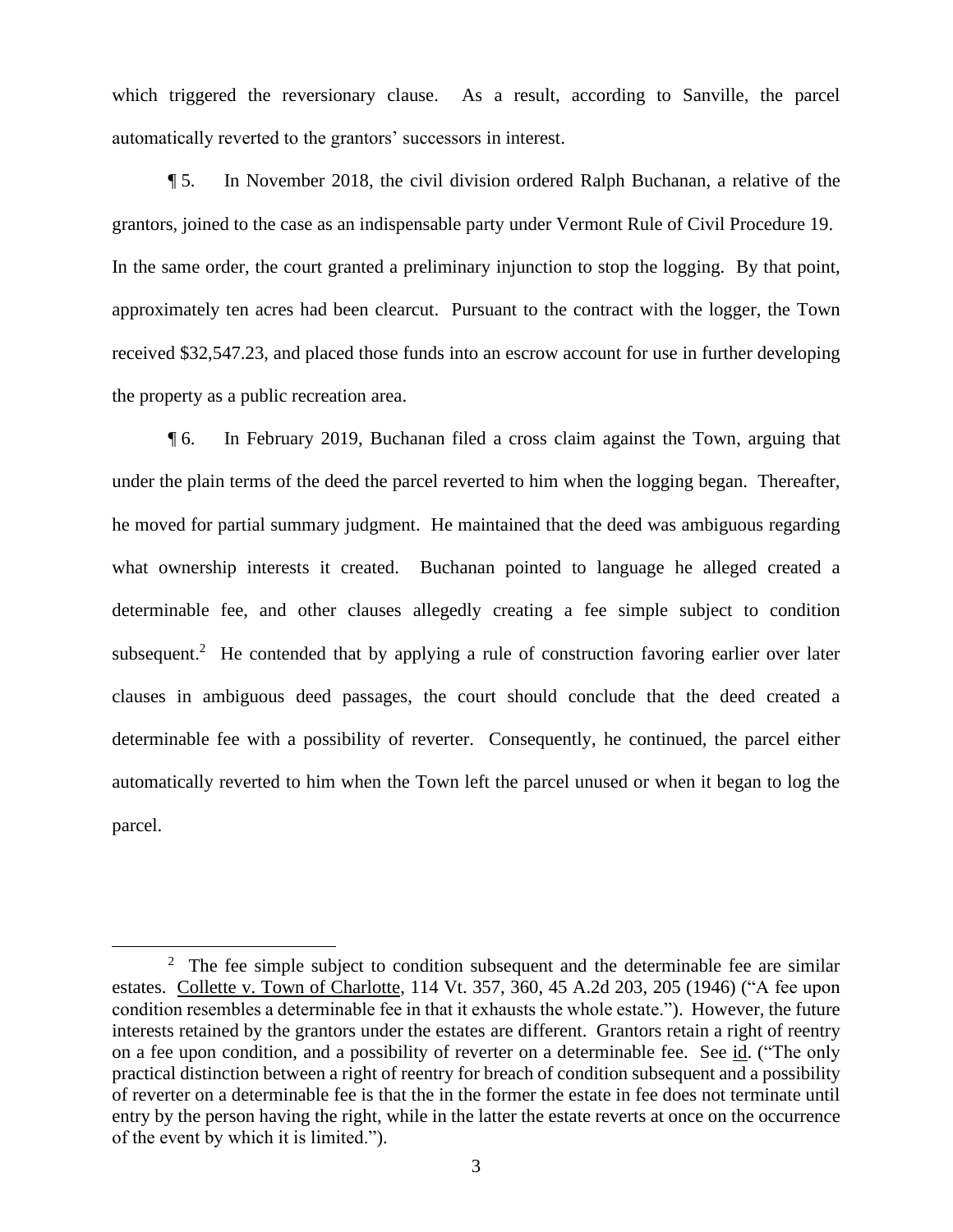which triggered the reversionary clause. As a result, according to Sanville, the parcel automatically reverted to the grantors' successors in interest.

¶ 5. In November 2018, the civil division ordered Ralph Buchanan, a relative of the grantors, joined to the case as an indispensable party under Vermont Rule of Civil Procedure 19. In the same order, the court granted a preliminary injunction to stop the logging. By that point, approximately ten acres had been clearcut. Pursuant to the contract with the logger, the Town received $32,547.23, and placed those funds into an escrow account for use in further developing the property as a public recreation area.

¶ 6. In February 2019, Buchanan filed a cross claim against the Town, arguing that under the plain terms of the deed the parcel reverted to him when the logging began. Thereafter, he moved for partial summary judgment. He maintained that the deed was ambiguous regarding what ownership interests it created. Buchanan pointed to language he alleged created a determinable fee, and other clauses allegedly creating a fee simple subject to condition subsequent.[2] He contended that by applying a rule of construction favoring earlier over later clauses in ambiguous deed passages, the court should conclude that the deed created a determinable fee with a possibility of reverter. Consequently, he continued, the parcel either automatically reverted to him when the Town left the parcel unused or when it began to log the parcel.

---

[2] The fee simple subject to condition subsequent and the determinable fee are similar estates. Collette v. Town of Charlotte, 114 Vt. 357, 360, 45 A.2d 203, 205 (1946) ("A fee upon condition resembles a determinable fee in that it exhausts the whole estate."). However, the future interests retained by the grantors under the estates are different. Grantors retain a right of reentry on a fee upon condition, and a possibility of reverter on a determinable fee. See id. ("The only practical distinction between a right of reentry for breach of condition subsequent and a possibility of reverter on a determinable fee is that the in the former the estate in fee does not terminate until entry by the person having the right, while in the latter the estate reverts at once on the occurrence of the event by which it is limited.").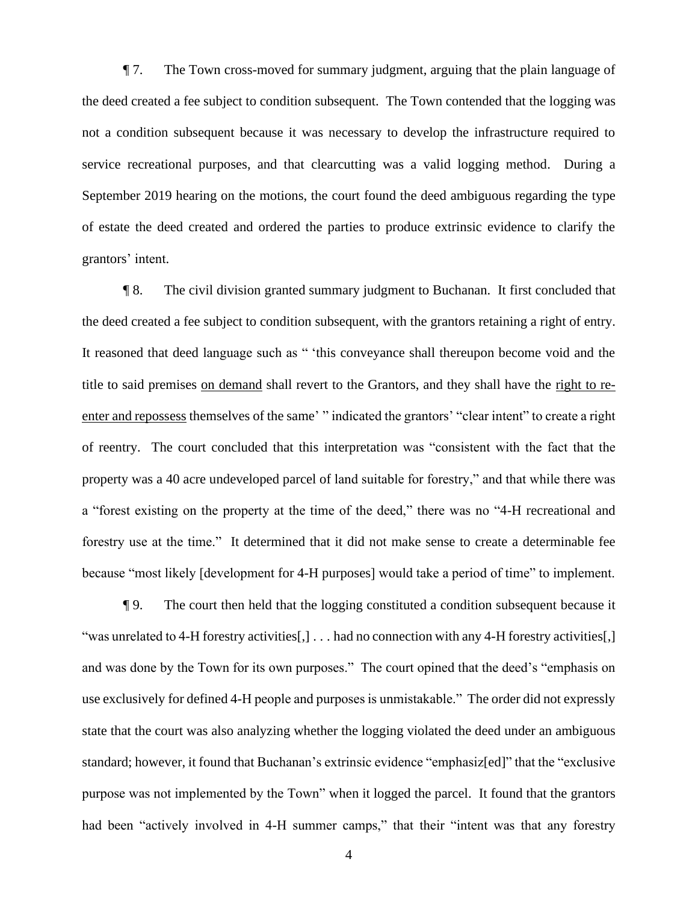¶ 7. The Town cross-moved for summary judgment, arguing that the plain language of the deed created a fee subject to condition subsequent. The Town contended that the logging was not a condition subsequent because it was necessary to develop the infrastructure required to service recreational purposes, and that clearcutting was a valid logging method. During a September 2019 hearing on the motions, the court found the deed ambiguous regarding the type of estate the deed created and ordered the parties to produce extrinsic evidence to clarify the grantors' intent.

¶ 8. The civil division granted summary judgment to Buchanan. It first concluded that the deed created a fee subject to condition subsequent, with the grantors retaining a right of entry. It reasoned that deed language such as " 'this conveyance shall thereupon become void and the title to said premises <u>on demand</u> shall revert to the Grantors, and they shall have the <u>right to re-enter and repossess</u> themselves of the same' " indicated the grantors' "clear intent" to create a right of reentry. The court concluded that this interpretation was "consistent with the fact that the property was a 40 acre undeveloped parcel of land suitable for forestry," and that while there was a "forest existing on the property at the time of the deed," there was no "4-H recreational and forestry use at the time." It determined that it did not make sense to create a determinable fee because "most likely [development for 4-H purposes] would take a period of time" to implement.

¶ 9. The court then held that the logging constituted a condition subsequent because it "was unrelated to 4-H forestry activities[,] . . . had no connection with any 4-H forestry activities[,] and was done by the Town for its own purposes." The court opined that the deed's "emphasis on use exclusively for defined 4-H people and purposes is unmistakable." The order did not expressly state that the court was also analyzing whether the logging violated the deed under an ambiguous standard; however, it found that Buchanan's extrinsic evidence "emphasiz[ed]" that the "exclusive purpose was not implemented by the Town" when it logged the parcel. It found that the grantors had been "actively involved in 4-H summer camps," that their "intent was that any forestry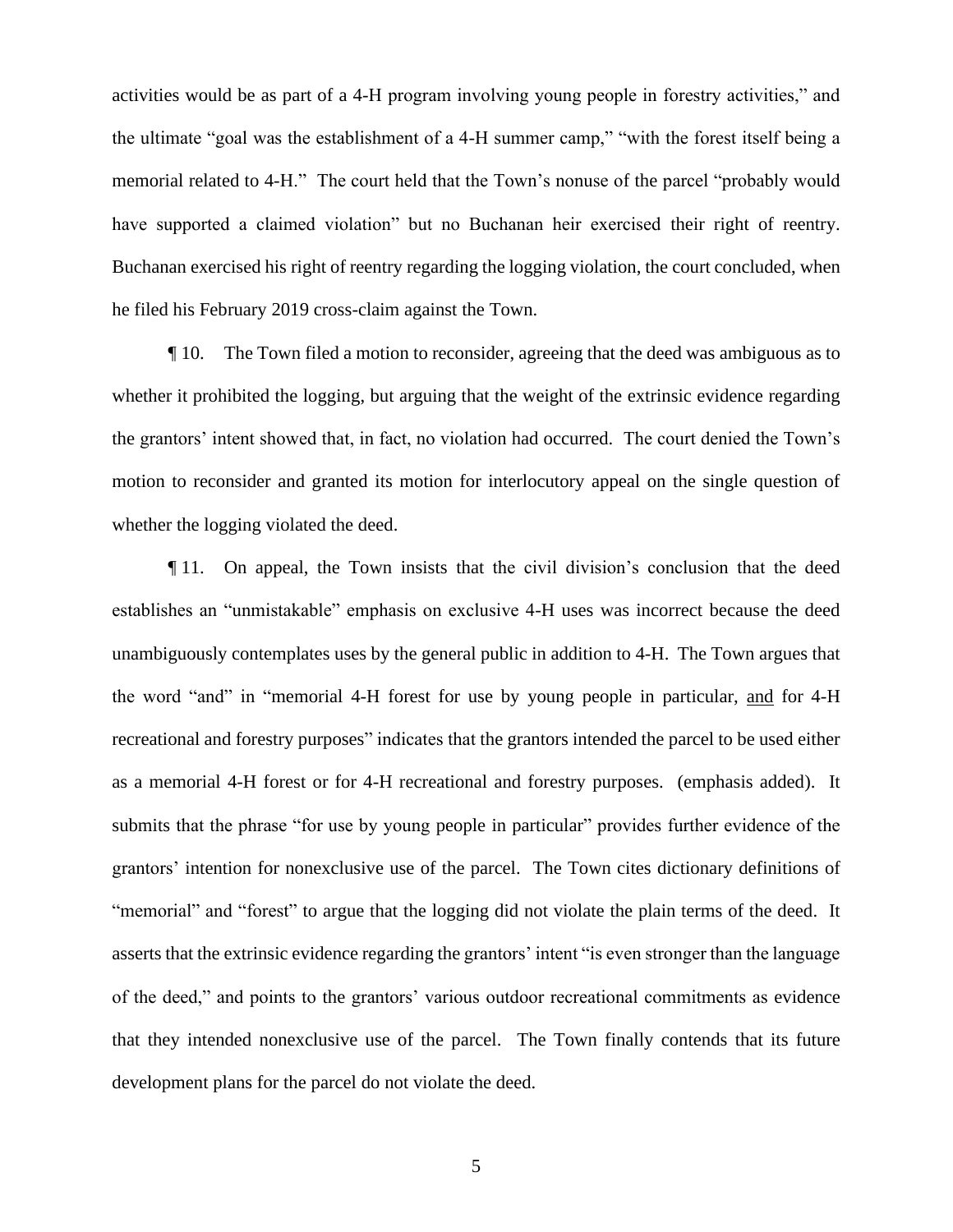activities would be as part of a 4-H program involving young people in forestry activities," and the ultimate "goal was the establishment of a 4-H summer camp," "with the forest itself being a memorial related to 4-H." The court held that the Town's nonuse of the parcel "probably would have supported a claimed violation" but no Buchanan heir exercised their right of reentry. Buchanan exercised his right of reentry regarding the logging violation, the court concluded, when he filed his February 2019 cross-claim against the Town.

¶ 10. The Town filed a motion to reconsider, agreeing that the deed was ambiguous as to whether it prohibited the logging, but arguing that the weight of the extrinsic evidence regarding the grantors' intent showed that, in fact, no violation had occurred. The court denied the Town's motion to reconsider and granted its motion for interlocutory appeal on the single question of whether the logging violated the deed.

¶ 11. On appeal, the Town insists that the civil division's conclusion that the deed establishes an "unmistakable" emphasis on exclusive 4-H uses was incorrect because the deed unambiguously contemplates uses by the general public in addition to 4-H. The Town argues that the word "and" in "memorial 4-H forest for use by young people in particular, <u>and</u> for 4-H recreational and forestry purposes" indicates that the grantors intended the parcel to be used either as a memorial 4-H forest or for 4-H recreational and forestry purposes. (emphasis added). It submits that the phrase "for use by young people in particular" provides further evidence of the grantors' intention for nonexclusive use of the parcel. The Town cites dictionary definitions of "memorial" and "forest" to argue that the logging did not violate the plain terms of the deed. It asserts that the extrinsic evidence regarding the grantors' intent "is even stronger than the language of the deed," and points to the grantors' various outdoor recreational commitments as evidence that they intended nonexclusive use of the parcel. The Town finally contends that its future development plans for the parcel do not violate the deed.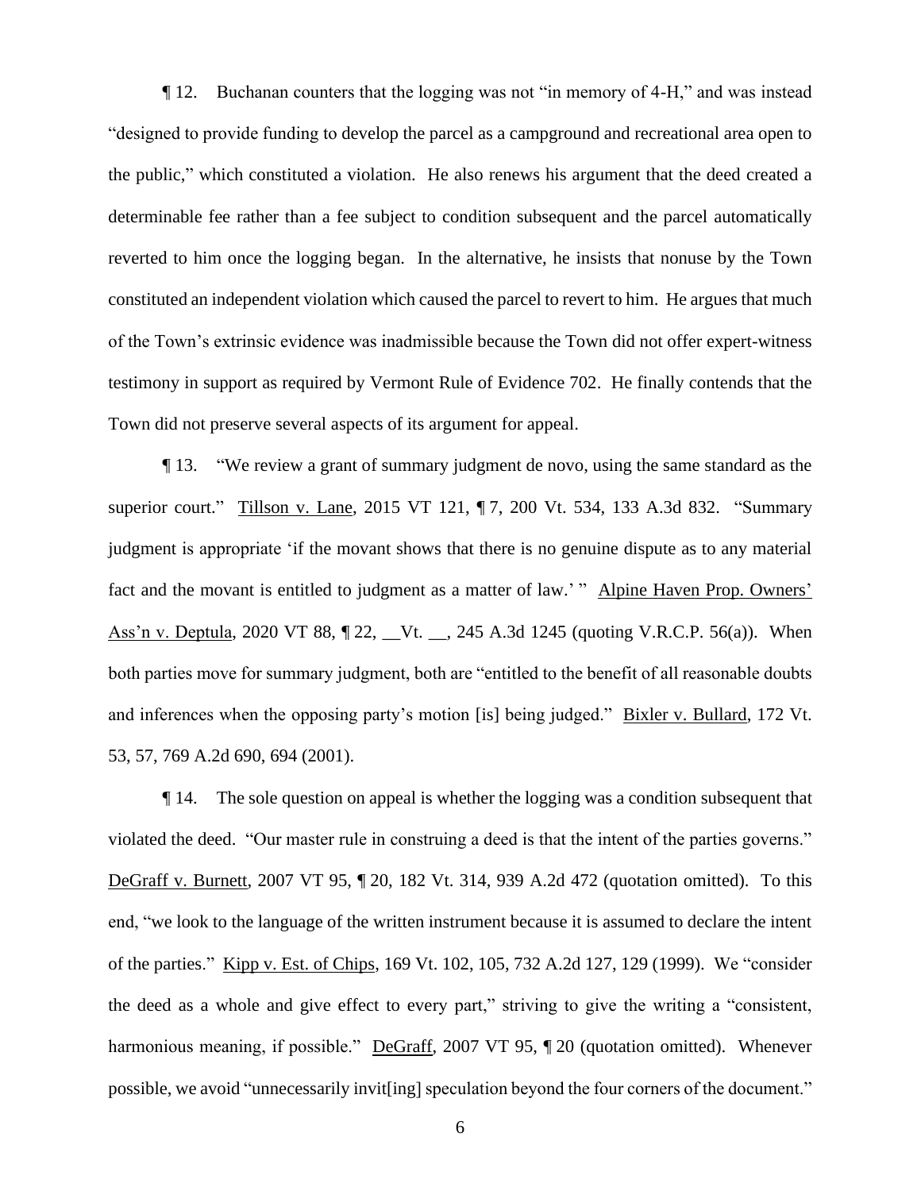¶ 12. Buchanan counters that the logging was not "in memory of 4-H," and was instead "designed to provide funding to develop the parcel as a campground and recreational area open to the public," which constituted a violation. He also renews his argument that the deed created a determinable fee rather than a fee subject to condition subsequent and the parcel automatically reverted to him once the logging began. In the alternative, he insists that nonuse by the Town constituted an independent violation which caused the parcel to revert to him. He argues that much of the Town's extrinsic evidence was inadmissible because the Town did not offer expert-witness testimony in support as required by Vermont Rule of Evidence 702. He finally contends that the Town did not preserve several aspects of its argument for appeal.

¶ 13. "We review a grant of summary judgment de novo, using the same standard as the superior court." Tillson v. Lane, 2015 VT 121, ¶ 7, 200 Vt. 534, 133 A.3d 832. "Summary judgment is appropriate 'if the movant shows that there is no genuine dispute as to any material fact and the movant is entitled to judgment as a matter of law.' " Alpine Haven Prop. Owners' Ass'n v. Deptula, 2020 VT 88, ¶ 22, __Vt. __, 245 A.3d 1245 (quoting V.R.C.P. 56(a)). When both parties move for summary judgment, both are "entitled to the benefit of all reasonable doubts and inferences when the opposing party's motion [is] being judged." Bixler v. Bullard, 172 Vt. 53, 57, 769 A.2d 690, 694 (2001).

¶ 14. The sole question on appeal is whether the logging was a condition subsequent that violated the deed. "Our master rule in construing a deed is that the intent of the parties governs." DeGraff v. Burnett, 2007 VT 95, ¶ 20, 182 Vt. 314, 939 A.2d 472 (quotation omitted). To this end, "we look to the language of the written instrument because it is assumed to declare the intent of the parties." Kipp v. Est. of Chips, 169 Vt. 102, 105, 732 A.2d 127, 129 (1999). We "consider the deed as a whole and give effect to every part," striving to give the writing a "consistent, harmonious meaning, if possible." DeGraff, 2007 VT 95, ¶ 20 (quotation omitted). Whenever possible, we avoid "unnecessarily invit[ing] speculation beyond the four corners of the document."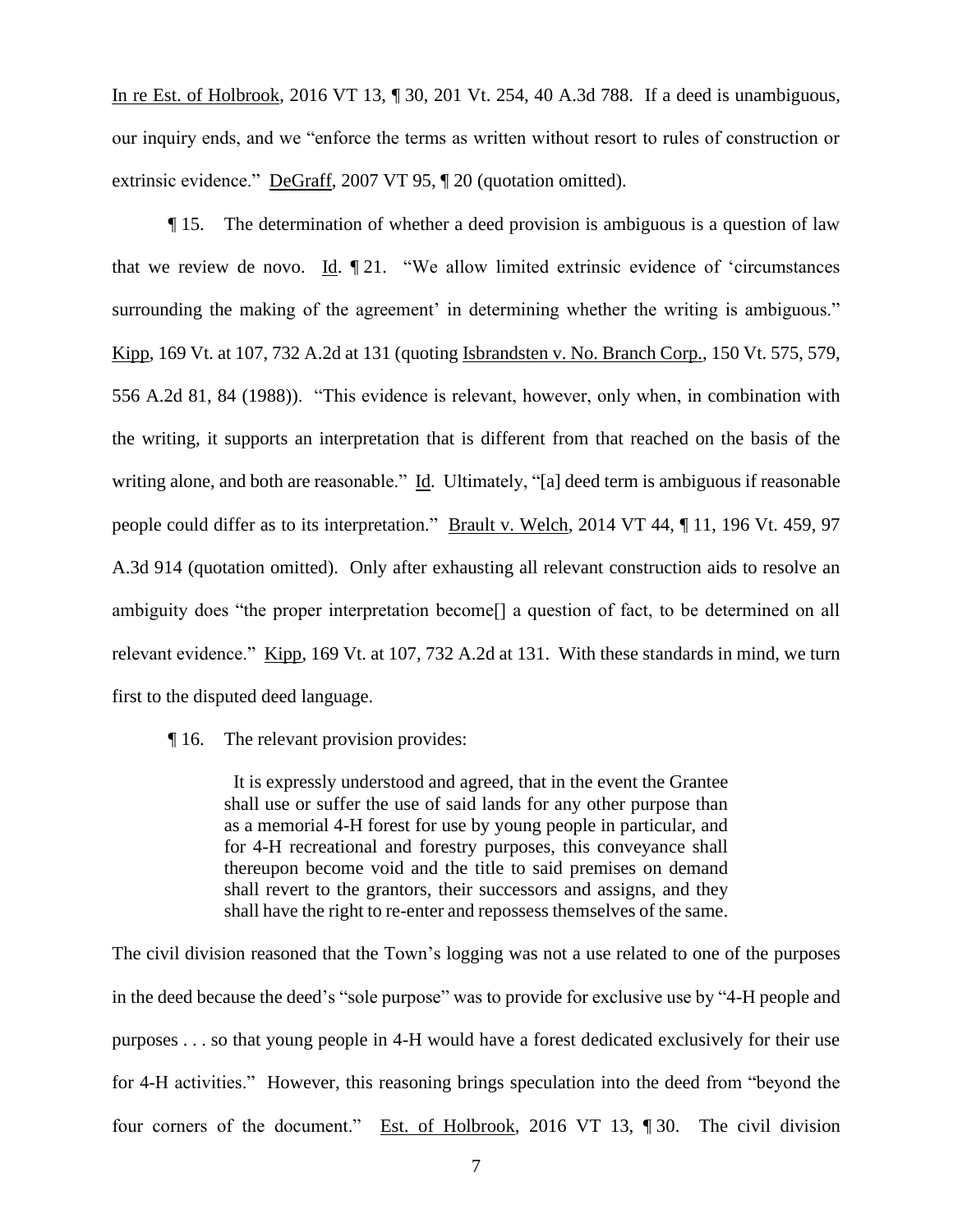In re Est. of Holbrook, 2016 VT 13, ¶ 30, 201 Vt. 254, 40 A.3d 788. If a deed is unambiguous, our inquiry ends, and we "enforce the terms as written without resort to rules of construction or extrinsic evidence." DeGraff, 2007 VT 95, ¶ 20 (quotation omitted).

¶ 15. The determination of whether a deed provision is ambiguous is a question of law that we review de novo. Id. ¶ 21. "We allow limited extrinsic evidence of 'circumstances surrounding the making of the agreement' in determining whether the writing is ambiguous." Kipp, 169 Vt. at 107, 732 A.2d at 131 (quoting Isbrandsten v. No. Branch Corp., 150 Vt. 575, 579, 556 A.2d 81, 84 (1988)). "This evidence is relevant, however, only when, in combination with the writing, it supports an interpretation that is different from that reached on the basis of the writing alone, and both are reasonable." Id. Ultimately, "[a] deed term is ambiguous if reasonable people could differ as to its interpretation." Brault v. Welch, 2014 VT 44, ¶ 11, 196 Vt. 459, 97 A.3d 914 (quotation omitted). Only after exhausting all relevant construction aids to resolve an ambiguity does "the proper interpretation become[] a question of fact, to be determined on all relevant evidence." Kipp, 169 Vt. at 107, 732 A.2d at 131. With these standards in mind, we turn first to the disputed deed language.

¶ 16. The relevant provision provides:

> It is expressly understood and agreed, that in the event the Grantee shall use or suffer the use of said lands for any other purpose than as a memorial 4-H forest for use by young people in particular, and for 4-H recreational and forestry purposes, this conveyance shall thereupon become void and the title to said premises on demand shall revert to the grantors, their successors and assigns, and they shall have the right to re-enter and repossess themselves of the same.

The civil division reasoned that the Town's logging was not a use related to one of the purposes in the deed because the deed's "sole purpose" was to provide for exclusive use by "4-H people and purposes . . . so that young people in 4-H would have a forest dedicated exclusively for their use for 4-H activities." However, this reasoning brings speculation into the deed from "beyond the four corners of the document." Est. of Holbrook, 2016 VT 13, ¶ 30. The civil division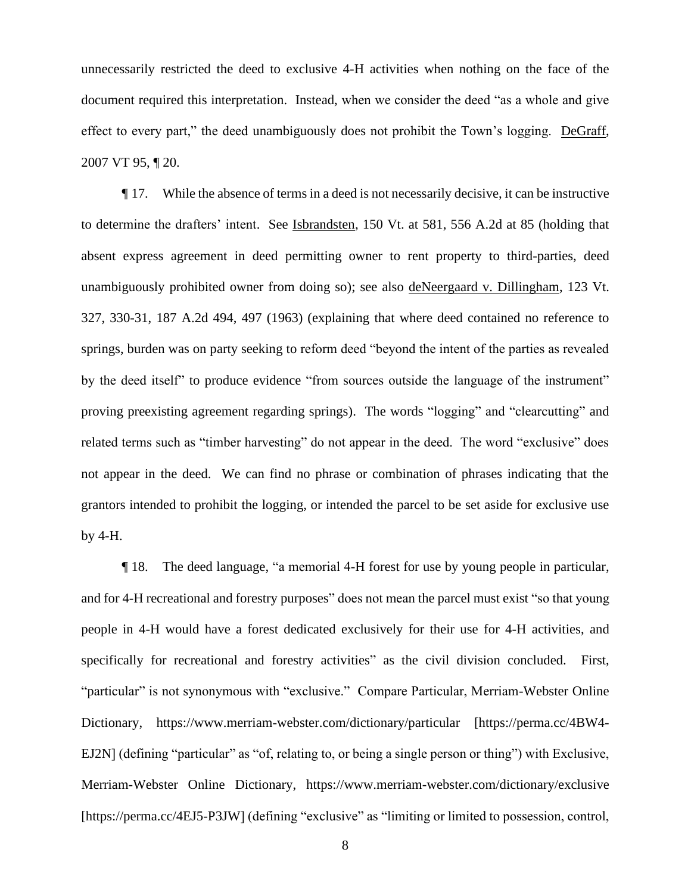unnecessarily restricted the deed to exclusive 4-H activities when nothing on the face of the document required this interpretation. Instead, when we consider the deed "as a whole and give effect to every part," the deed unambiguously does not prohibit the Town's logging. DeGraff, 2007 VT 95, ¶ 20.

¶ 17. While the absence of terms in a deed is not necessarily decisive, it can be instructive to determine the drafters' intent. See Isbrandsten, 150 Vt. at 581, 556 A.2d at 85 (holding that absent express agreement in deed permitting owner to rent property to third-parties, deed unambiguously prohibited owner from doing so); see also deNeergaard v. Dillingham, 123 Vt. 327, 330-31, 187 A.2d 494, 497 (1963) (explaining that where deed contained no reference to springs, burden was on party seeking to reform deed "beyond the intent of the parties as revealed by the deed itself" to produce evidence "from sources outside the language of the instrument" proving preexisting agreement regarding springs). The words "logging" and "clearcutting" and related terms such as "timber harvesting" do not appear in the deed. The word "exclusive" does not appear in the deed. We can find no phrase or combination of phrases indicating that the grantors intended to prohibit the logging, or intended the parcel to be set aside for exclusive use by 4-H.

¶ 18. The deed language, "a memorial 4-H forest for use by young people in particular, and for 4-H recreational and forestry purposes" does not mean the parcel must exist "so that young people in 4-H would have a forest dedicated exclusively for their use for 4-H activities, and specifically for recreational and forestry activities" as the civil division concluded. First, "particular" is not synonymous with "exclusive." Compare Particular, Merriam-Webster Online Dictionary, https://www.merriam-webster.com/dictionary/particular [https://perma.cc/4BW4-EJ2N] (defining "particular" as "of, relating to, or being a single person or thing") with Exclusive, Merriam-Webster Online Dictionary, https://www.merriam-webster.com/dictionary/exclusive [https://perma.cc/4EJ5-P3JW] (defining "exclusive" as "limiting or limited to possession, control,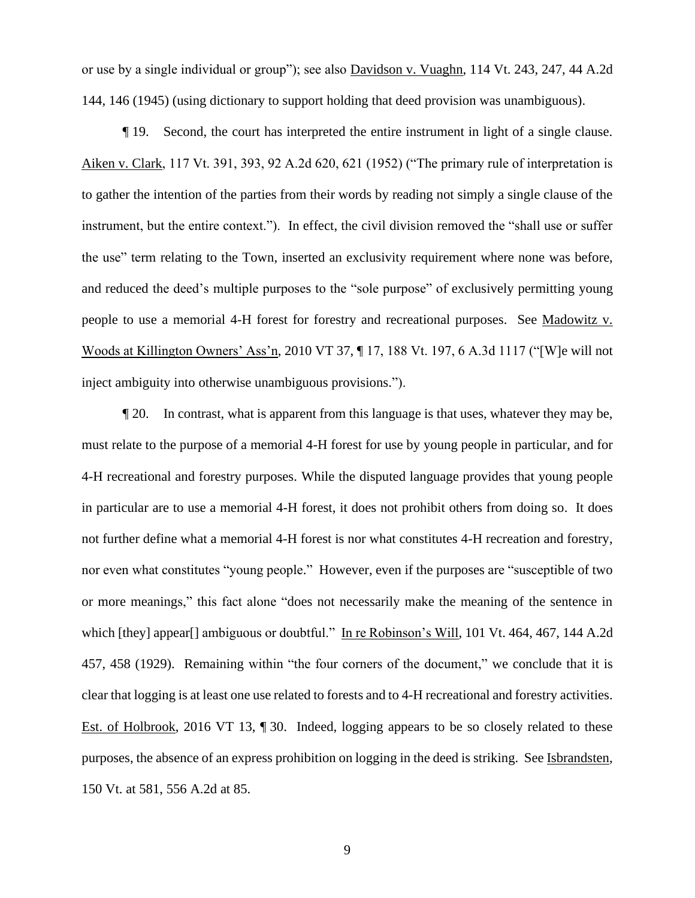or use by a single individual or group"); see also Davidson v. Vuaghn, 114 Vt. 243, 247, 44 A.2d 144, 146 (1945) (using dictionary to support holding that deed provision was unambiguous).

¶ 19. Second, the court has interpreted the entire instrument in light of a single clause. Aiken v. Clark, 117 Vt. 391, 393, 92 A.2d 620, 621 (1952) ("The primary rule of interpretation is to gather the intention of the parties from their words by reading not simply a single clause of the instrument, but the entire context."). In effect, the civil division removed the "shall use or suffer the use" term relating to the Town, inserted an exclusivity requirement where none was before, and reduced the deed's multiple purposes to the "sole purpose" of exclusively permitting young people to use a memorial 4-H forest for forestry and recreational purposes. See Madowitz v. Woods at Killington Owners' Ass'n, 2010 VT 37, ¶ 17, 188 Vt. 197, 6 A.3d 1117 ("[W]e will not inject ambiguity into otherwise unambiguous provisions.").

¶ 20. In contrast, what is apparent from this language is that uses, whatever they may be, must relate to the purpose of a memorial 4-H forest for use by young people in particular, and for 4-H recreational and forestry purposes. While the disputed language provides that young people in particular are to use a memorial 4-H forest, it does not prohibit others from doing so. It does not further define what a memorial 4-H forest is nor what constitutes 4-H recreation and forestry, nor even what constitutes "young people." However, even if the purposes are "susceptible of two or more meanings," this fact alone "does not necessarily make the meaning of the sentence in which [they] appear[] ambiguous or doubtful." In re Robinson's Will, 101 Vt. 464, 467, 144 A.2d 457, 458 (1929). Remaining within "the four corners of the document," we conclude that it is clear that logging is at least one use related to forests and to 4-H recreational and forestry activities. Est. of Holbrook, 2016 VT 13, ¶ 30. Indeed, logging appears to be so closely related to these purposes, the absence of an express prohibition on logging in the deed is striking. See Isbrandsten, 150 Vt. at 581, 556 A.2d at 85.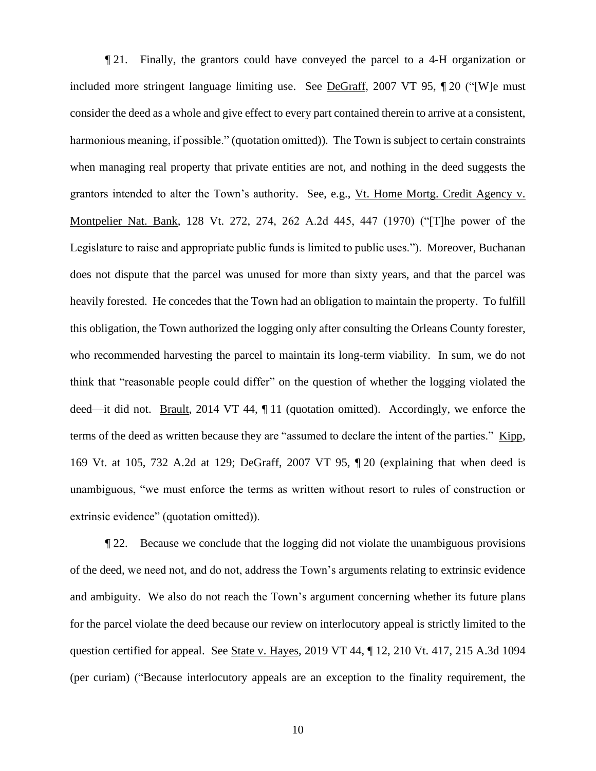¶ 21. Finally, the grantors could have conveyed the parcel to a 4-H organization or included more stringent language limiting use. See DeGraff, 2007 VT 95, ¶ 20 ("[W]e must consider the deed as a whole and give effect to every part contained therein to arrive at a consistent, harmonious meaning, if possible." (quotation omitted)). The Town is subject to certain constraints when managing real property that private entities are not, and nothing in the deed suggests the grantors intended to alter the Town's authority. See, e.g., Vt. Home Mortg. Credit Agency v. Montpelier Nat. Bank, 128 Vt. 272, 274, 262 A.2d 445, 447 (1970) ("[T]he power of the Legislature to raise and appropriate public funds is limited to public uses."). Moreover, Buchanan does not dispute that the parcel was unused for more than sixty years, and that the parcel was heavily forested. He concedes that the Town had an obligation to maintain the property. To fulfill this obligation, the Town authorized the logging only after consulting the Orleans County forester, who recommended harvesting the parcel to maintain its long-term viability. In sum, we do not think that "reasonable people could differ" on the question of whether the logging violated the deed—it did not. Brault, 2014 VT 44, ¶ 11 (quotation omitted). Accordingly, we enforce the terms of the deed as written because they are "assumed to declare the intent of the parties." Kipp, 169 Vt. at 105, 732 A.2d at 129; DeGraff, 2007 VT 95, ¶ 20 (explaining that when deed is unambiguous, "we must enforce the terms as written without resort to rules of construction or extrinsic evidence" (quotation omitted)).

¶ 22. Because we conclude that the logging did not violate the unambiguous provisions of the deed, we need not, and do not, address the Town's arguments relating to extrinsic evidence and ambiguity. We also do not reach the Town's argument concerning whether its future plans for the parcel violate the deed because our review on interlocutory appeal is strictly limited to the question certified for appeal. See State v. Hayes, 2019 VT 44, ¶ 12, 210 Vt. 417, 215 A.3d 1094 (per curiam) ("Because interlocutory appeals are an exception to the finality requirement, the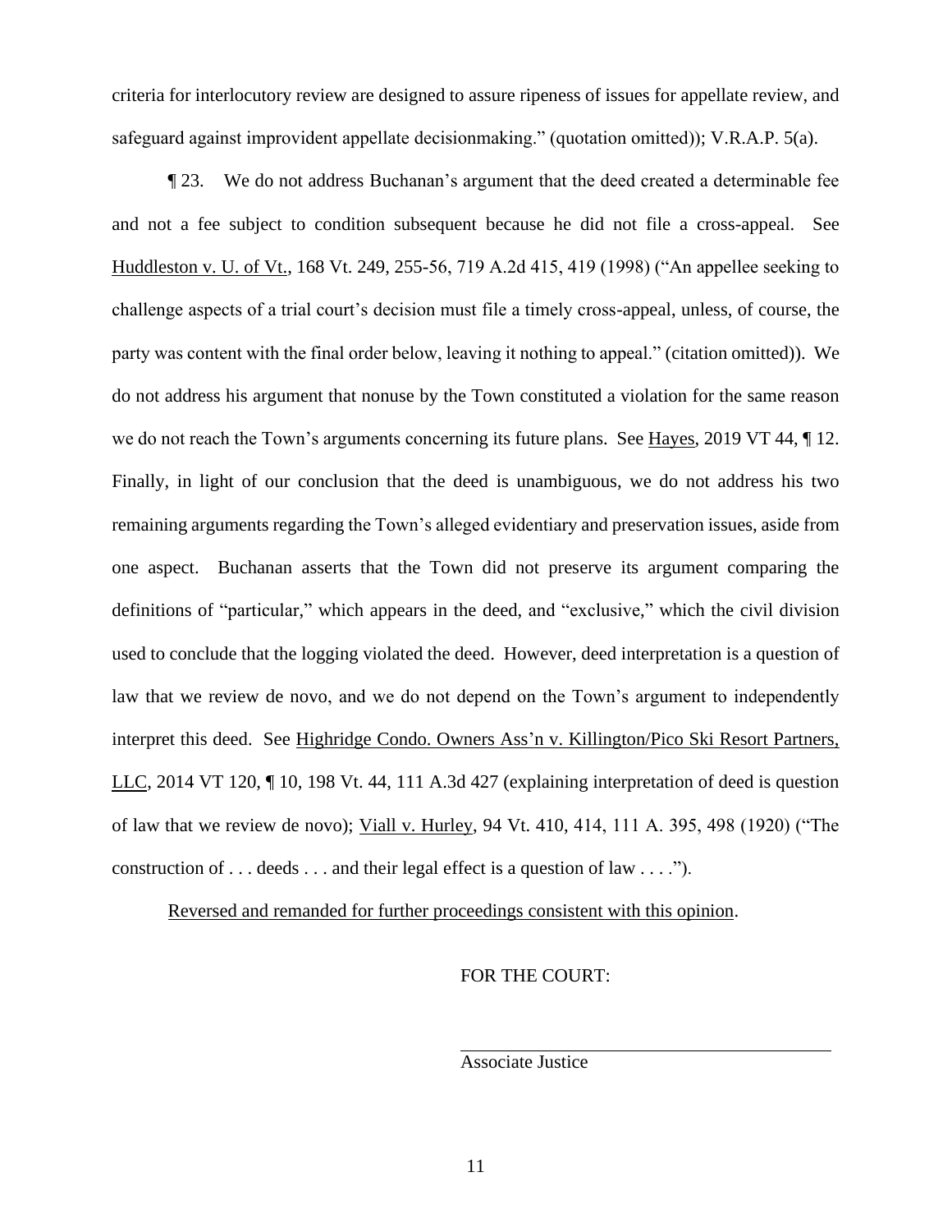criteria for interlocutory review are designed to assure ripeness of issues for appellate review, and safeguard against improvident appellate decisionmaking." (quotation omitted)); V.R.A.P. 5(a).

¶ 23. We do not address Buchanan's argument that the deed created a determinable fee and not a fee subject to condition subsequent because he did not file a cross-appeal. See Huddleston v. U. of Vt., 168 Vt. 249, 255-56, 719 A.2d 415, 419 (1998) ("An appellee seeking to challenge aspects of a trial court's decision must file a timely cross-appeal, unless, of course, the party was content with the final order below, leaving it nothing to appeal." (citation omitted)). We do not address his argument that nonuse by the Town constituted a violation for the same reason we do not reach the Town's arguments concerning its future plans. See Hayes, 2019 VT 44, ¶ 12. Finally, in light of our conclusion that the deed is unambiguous, we do not address his two remaining arguments regarding the Town's alleged evidentiary and preservation issues, aside from one aspect. Buchanan asserts that the Town did not preserve its argument comparing the definitions of "particular," which appears in the deed, and "exclusive," which the civil division used to conclude that the logging violated the deed. However, deed interpretation is a question of law that we review de novo, and we do not depend on the Town's argument to independently interpret this deed. See Highridge Condo. Owners Ass'n v. Killington/Pico Ski Resort Partners, LLC, 2014 VT 120, ¶ 10, 198 Vt. 44, 111 A.3d 427 (explaining interpretation of deed is question of law that we review de novo); Viall v. Hurley, 94 Vt. 410, 414, 111 A. 395, 498 (1920) ("The construction of . . . deeds . . . and their legal effect is a question of law . . . .").

Reversed and remanded for further proceedings consistent with this opinion.

FOR THE COURT:

\_\_\_\_\_\_\_\_\_\_\_\_\_\_\_\_\_\_\_\_\_\_\_\_\_\_\_\_\_\_\_\_\_\_\_\_\_\_\_\_

Associate Justice